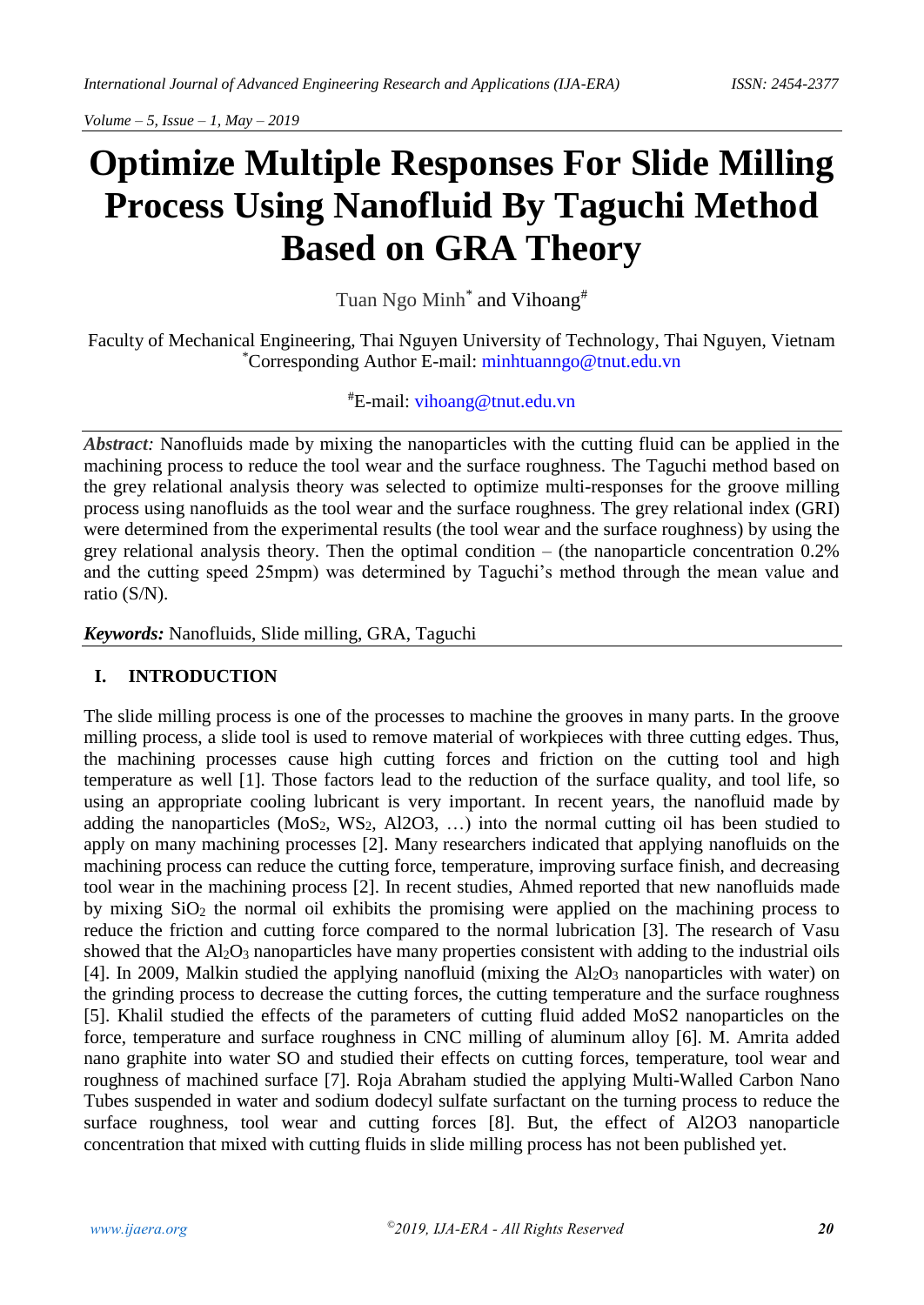# Optimize Multiple Responses For Slide Milling Process Using Nanofluid By Taguchi Method Based on GRA Theory

Tuan Ngo Minh[*] and Vihoang[#]

Faculty of Mechanical Engineering, Thai Nguyen University of Technology, Thai Nguyen, Vietnam
[*]Corresponding Author E-mail: minhtuanngo@tnut.edu.vn

[#]E-mail: vihoang@tnut.edu.vn

***Abstract:*** Nanofluids made by mixing the nanoparticles with the cutting fluid can be applied in the machining process to reduce the tool wear and the surface roughness. The Taguchi method based on the grey relational analysis theory was selected to optimize multi-responses for the groove milling process using nanofluids as the tool wear and the surface roughness. The grey relational index (GRI) were determined from the experimental results (the tool wear and the surface roughness) by using the grey relational analysis theory. Then the optimal condition – (the nanoparticle concentration 0.2% and the cutting speed 25mpm) was determined by Taguchi's method through the mean value and ratio (S/N).

***Keywords:*** Nanofluids, Slide milling, GRA, Taguchi

## I. INTRODUCTION

The slide milling process is one of the processes to machine the grooves in many parts. In the groove milling process, a slide tool is used to remove material of workpieces with three cutting edges. Thus, the machining processes cause high cutting forces and friction on the cutting tool and high temperature as well [1]. Those factors lead to the reduction of the surface quality, and tool life, so using an appropriate cooling lubricant is very important. In recent years, the nanofluid made by adding the nanoparticles ($MoS_2$, $WS_2$, Al2O3, …) into the normal cutting oil has been studied to apply on many machining processes [2]. Many researchers indicated that applying nanofluids on the machining process can reduce the cutting force, temperature, improving surface finish, and decreasing tool wear in the machining process [2]. In recent studies, Ahmed reported that new nanofluids made by mixing $SiO_2$ the normal oil exhibits the promising were applied on the machining process to reduce the friction and cutting force compared to the normal lubrication [3]. The research of Vasu showed that the $Al_2O_3$ nanoparticles have many properties consistent with adding to the industrial oils [4]. In 2009, Malkin studied the applying nanofluid (mixing the $Al_2O_3$ nanoparticles with water) on the grinding process to decrease the cutting forces, the cutting temperature and the surface roughness [5]. Khalil studied the effects of the parameters of cutting fluid added MoS2 nanoparticles on the force, temperature and surface roughness in CNC milling of aluminum alloy [6]. M. Amrita added nano graphite into water SO and studied their effects on cutting forces, temperature, tool wear and roughness of machined surface [7]. Roja Abraham studied the applying Multi-Walled Carbon Nano Tubes suspended in water and sodium dodecyl sulfate surfactant on the turning process to reduce the surface roughness, tool wear and cutting forces [8]. But, the effect of Al2O3 nanoparticle concentration that mixed with cutting fluids in slide milling process has not been published yet.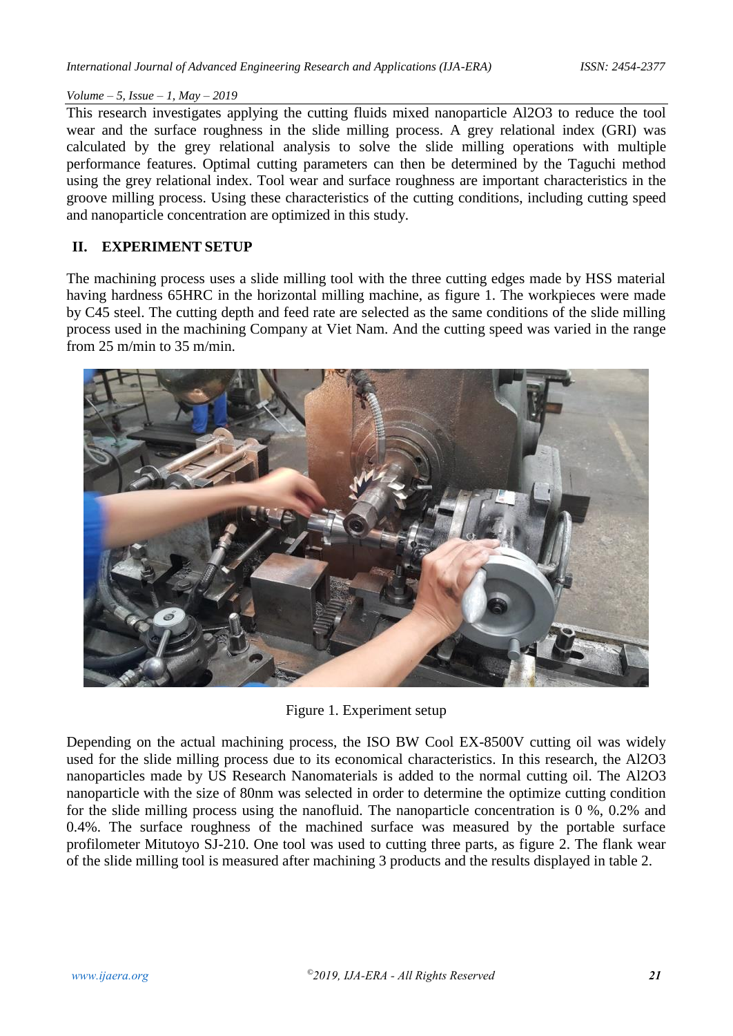This research investigates applying the cutting fluids mixed nanoparticle $Al_2O_3$ to reduce the tool wear and the surface roughness in the slide milling process. A grey relational index (GRI) was calculated by the grey relational analysis to solve the slide milling operations with multiple performance features. Optimal cutting parameters can then be determined by the Taguchi method using the grey relational index. Tool wear and surface roughness are important characteristics in the groove milling process. Using these characteristics of the cutting conditions, including cutting speed and nanoparticle concentration are optimized in this study.

## II. EXPERIMENT SETUP

The machining process uses a slide milling tool with the three cutting edges made by HSS material having hardness 65HRC in the horizontal milling machine, as figure 1. The workpieces were made by C45 steel. The cutting depth and feed rate are selected as the same conditions of the slide milling process used in the machining Company at Viet Nam. And the cutting speed was varied in the range from 25 m/min to 35 m/min.

Figure 1. Experiment setup

Depending on the actual machining process, the ISO BW Cool EX-8500V cutting oil was widely used for the slide milling process due to its economical characteristics. In this research, the $Al_2O_3$ nanoparticles made by US Research Nanomaterials is added to the normal cutting oil. The $Al_2O_3$ nanoparticle with the size of 80nm was selected in order to determine the optimize cutting condition for the slide milling process using the nanofluid. The nanoparticle concentration is 0 %, 0.2% and 0.4%. The surface roughness of the machined surface was measured by the portable surface profilometer Mitutoyo SJ-210. One tool was used to cutting three parts, as figure 2. The flank wear of the slide milling tool is measured after machining 3 products and the results displayed in table 2.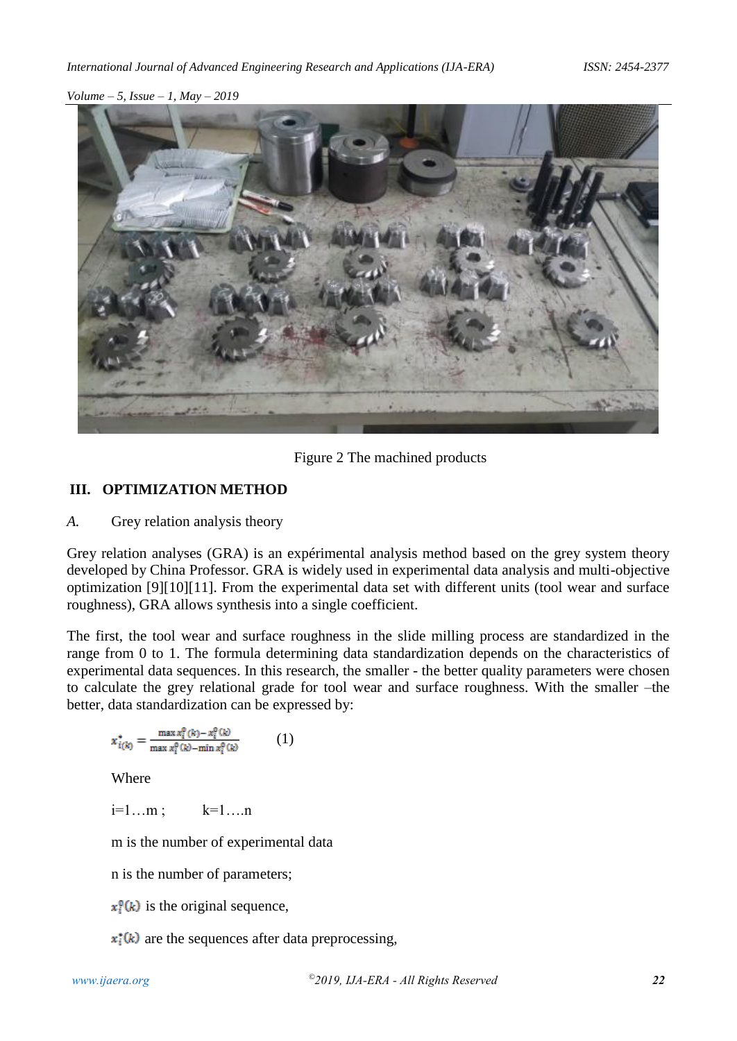Figure 2 The machined products

## III. OPTIMIZATION METHOD

### *A.* Grey relation analysis theory

Grey relation analyses (GRA) is an expérimental analysis method based on the grey system theory developed by China Professor. GRA is widely used in experimental data analysis and multi-objective optimization [9][10][11]. From the experimental data set with different units (tool wear and surface roughness), GRA allows synthesis into a single coefficient.

The first, the tool wear and surface roughness in the slide milling process are standardized in the range from 0 to 1. The formula determining data standardization depends on the characteristics of experimental data sequences. In this research, the smaller - the better quality parameters were chosen to calculate the grey relational grade for tool wear and surface roughness. With the smaller –the better, data standardization can be expressed by:

$$x^{*}_{i(k)} = \frac{\max x_i^0(k) - x_i^0(k)}{\max x_i^0(k) - \min x_i^0(k)} \qquad (1)$$

Where

$i=1\ldots m$ ; $k=1\ldots n$

m is the number of experimental data

n is the number of parameters;

$x_i^0(k)$ is the original sequence,

$x_i^*(k)$ are the sequences after data preprocessing,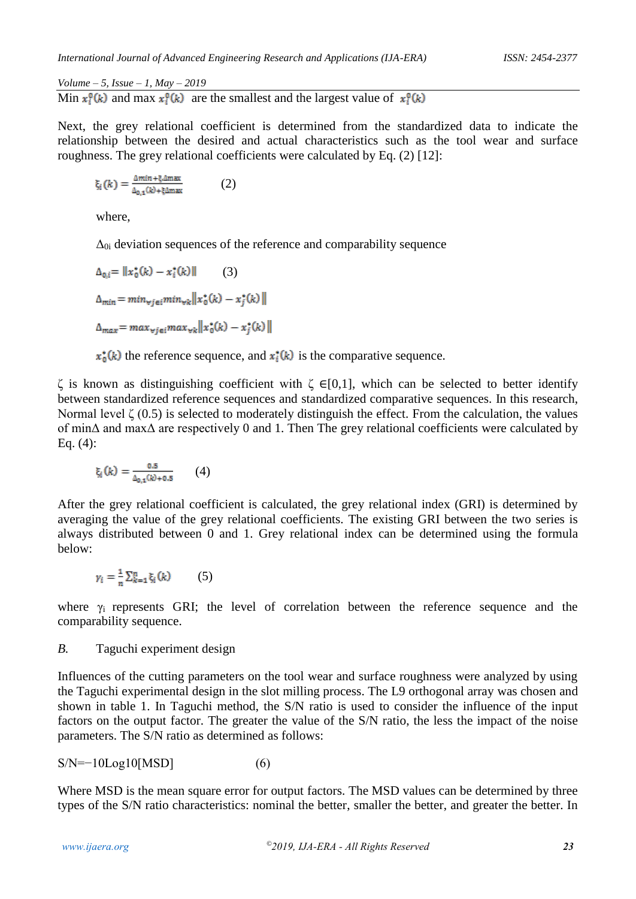Min $x_i^0(k)$ and max $x_i^0(k)$ are the smallest and the largest value of $x_i^0(k)$

Next, the grey relational coefficient is determined from the standardized data to indicate the relationship between the desired and actual characteristics such as the tool wear and surface roughness. The grey relational coefficients were calculated by Eq. (2) [12]:

$$\xi_i(k) = \frac{\Delta min + \xi \Delta max}{\Delta_{0,1}(k) + \xi \Delta max} \qquad (2)$$

where,

$\Delta_{0i}$ deviation sequences of the reference and comparability sequence

$$\Delta_{0,i} = \| x_0^*(k) - x_i^*(k) \| \qquad (3)$$

$$\Delta_{min} = min_{\forall j \in i} min_{\forall k} \| x_0^*(k) - x_j^*(k) \|$$

$$\Delta_{max} = max_{\forall j \in i} max_{\forall k} \| x_0^*(k) - x_j^*(k) \|$$

$x_0^*(k)$ the reference sequence, and $x_i^*(k)$ is the comparative sequence.

$\zeta$ is known as distinguishing coefficient with $\zeta \in [0,1]$, which can be selected to better identify between standardized reference sequences and standardized comparative sequences. In this research, Normal level $\zeta$ (0.5) is selected to moderately distinguish the effect. From the calculation, the values of min$\Delta$ and max$\Delta$ are respectively 0 and 1. Then The grey relational coefficients were calculated by Eq. (4):

$$\xi_i(k) = \frac{0.5}{\Delta_{0,1}(k) + 0.5} \qquad (4)$$

After the grey relational coefficient is calculated, the grey relational index (GRI) is determined by averaging the value of the grey relational coefficients. The existing GRI between the two series is always distributed between 0 and 1. Grey relational index can be determined using the formula below:

$$\gamma_i = \frac{1}{n} \sum_{k=1}^{n} \xi_i(k) \qquad (5)$$

where $\gamma_i$ represents GRI; the level of correlation between the reference sequence and the comparability sequence.

### *B.* Taguchi experiment design

Influences of the cutting parameters on the tool wear and surface roughness were analyzed by using the Taguchi experimental design in the slot milling process. The L9 orthogonal array was chosen and shown in table 1. In Taguchi method, the S/N ratio is used to consider the influence of the input factors on the output factor. The greater the value of the S/N ratio, the less the impact of the noise parameters. The S/N ratio as determined as follows:

$$S/N = -10 Log10[MSD] \qquad (6)$$

Where MSD is the mean square error for output factors. The MSD values can be determined by three types of the S/N ratio characteristics: nominal the better, smaller the better, and greater the better. In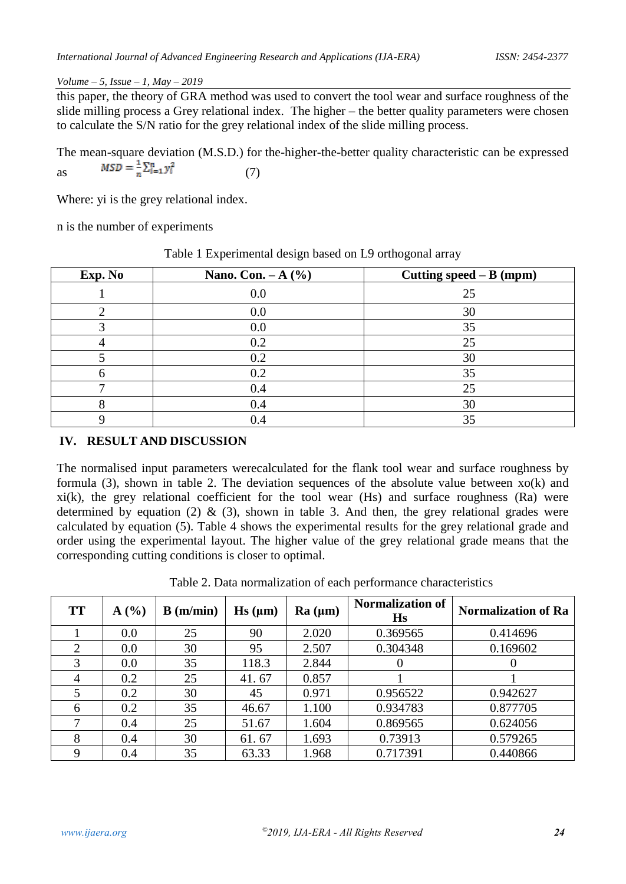this paper, the theory of GRA method was used to convert the tool wear and surface roughness of the slide milling process a Grey relational index. The higher – the better quality parameters were chosen to calculate the S/N ratio for the grey relational index of the slide milling process.

The mean-square deviation (M.S.D.) for the-higher-the-better quality characteristic can be expressed as

$$MSD = \frac{1}{n}\sum_{i=1}^{n} y_i^2 \quad (7)$$

Where: yi is the grey relational index.

n is the number of experiments

Table 1 Experimental design based on L9 orthogonal array

| Exp. No | Nano. Con. – A (%) | Cutting speed – B (mpm) |
|---|---|---|
| 1 | 0.0 | 25 |
| 2 | 0.0 | 30 |
| 3 | 0.0 | 35 |
| 4 | 0.2 | 25 |
| 5 | 0.2 | 30 |
| 6 | 0.2 | 35 |
| 7 | 0.4 | 25 |
| 8 | 0.4 | 30 |
| 9 | 0.4 | 35 |

## IV. RESULT AND DISCUSSION

The normalised input parameters werecalculated for the flank tool wear and surface roughness by formula (3), shown in table 2. The deviation sequences of the absolute value between xo(k) and xi(k), the grey relational coefficient for the tool wear (Hs) and surface roughness (Ra) were determined by equation (2) & (3), shown in table 3. And then, the grey relational grades were calculated by equation (5). Table 4 shows the experimental results for the grey relational grade and order using the experimental layout. The higher value of the grey relational grade means that the corresponding cutting conditions is closer to optimal.

Table 2. Data normalization of each performance characteristics

| TT | A (%) | B (m/min) | Hs (μm) | Ra (μm) | Normalization of Hs | Normalization of Ra |
|---|---|---|---|---|---|---|
| 1 | 0.0 | 25 | 90 | 2.020 | 0.369565 | 0.414696 |
| 2 | 0.0 | 30 | 95 | 2.507 | 0.304348 | 0.169602 |
| 3 | 0.0 | 35 | 118.3 | 2.844 | 0 | 0 |
| 4 | 0.2 | 25 | 41. 67 | 0.857 | 1 | 1 |
| 5 | 0.2 | 30 | 45 | 0.971 | 0.956522 | 0.942627 |
| 6 | 0.2 | 35 | 46.67 | 1.100 | 0.934783 | 0.877705 |
| 7 | 0.4 | 25 | 51.67 | 1.604 | 0.869565 | 0.624056 |
| 8 | 0.4 | 30 | 61. 67 | 1.693 | 0.73913 | 0.579265 |
| 9 | 0.4 | 35 | 63.33 | 1.968 | 0.717391 | 0.440866 |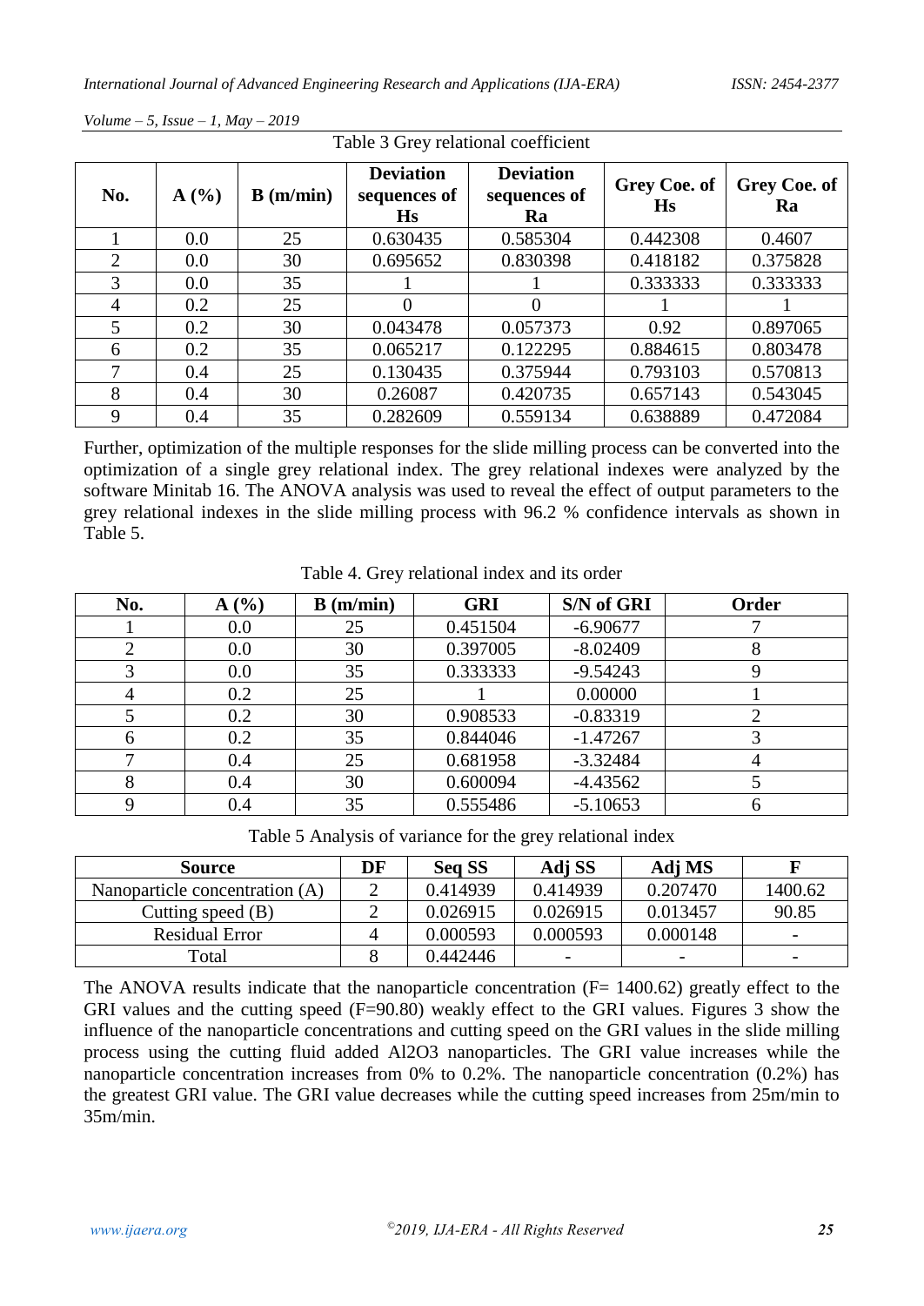Table 3 Grey relational coefficient

| No. | A (%) | B (m/min) | Deviation sequences of Hs | Deviation sequences of Ra | Grey Coe. of Hs | Grey Coe. of Ra |
|---|---|---|---|---|---|---|
| 1 | 0.0 | 25 | 0.630435 | 0.585304 | 0.442308 | 0.4607 |
| 2 | 0.0 | 30 | 0.695652 | 0.830398 | 0.418182 | 0.375828 |
| 3 | 0.0 | 35 | 1 | 1 | 0.333333 | 0.333333 |
| 4 | 0.2 | 25 | 0 | 0 | 1 | 1 |
| 5 | 0.2 | 30 | 0.043478 | 0.057373 | 0.92 | 0.897065 |
| 6 | 0.2 | 35 | 0.065217 | 0.122295 | 0.884615 | 0.803478 |
| 7 | 0.4 | 25 | 0.130435 | 0.375944 | 0.793103 | 0.570813 |
| 8 | 0.4 | 30 | 0.26087 | 0.420735 | 0.657143 | 0.543045 |
| 9 | 0.4 | 35 | 0.282609 | 0.559134 | 0.638889 | 0.472084 |

Further, optimization of the multiple responses for the slide milling process can be converted into the optimization of a single grey relational index. The grey relational indexes were analyzed by the software Minitab 16. The ANOVA analysis was used to reveal the effect of output parameters to the grey relational indexes in the slide milling process with 96.2 % confidence intervals as shown in Table 5.

Table 4. Grey relational index and its order

| No. | A (%) | B (m/min) | GRI | S/N of GRI | Order |
|---|---|---|---|---|---|
| 1 | 0.0 | 25 | 0.451504 | -6.90677 | 7 |
| 2 | 0.0 | 30 | 0.397005 | -8.02409 | 8 |
| 3 | 0.0 | 35 | 0.333333 | -9.54243 | 9 |
| 4 | 0.2 | 25 | 1 | 0.00000 | 1 |
| 5 | 0.2 | 30 | 0.908533 | -0.83319 | 2 |
| 6 | 0.2 | 35 | 0.844046 | -1.47267 | 3 |
| 7 | 0.4 | 25 | 0.681958 | -3.32484 | 4 |
| 8 | 0.4 | 30 | 0.600094 | -4.43562 | 5 |
| 9 | 0.4 | 35 | 0.555486 | -5.10653 | 6 |

Table 5 Analysis of variance for the grey relational index

| Source | DF | Seq SS | Adj SS | Adj MS | F |
|---|---|---|---|---|---|
| Nanoparticle concentration (A) | 2 | 0.414939 | 0.414939 | 0.207470 | 1400.62 |
| Cutting speed (B) | 2 | 0.026915 | 0.026915 | 0.013457 | 90.85 |
| Residual Error | 4 | 0.000593 | 0.000593 | 0.000148 | - |
| Total | 8 | 0.442446 | - | - | - |

The ANOVA results indicate that the nanoparticle concentration (F= 1400.62) greatly effect to the GRI values and the cutting speed (F=90.80) weakly effect to the GRI values. Figures 3 show the influence of the nanoparticle concentrations and cutting speed on the GRI values in the slide milling process using the cutting fluid added $Al_2O_3$ nanoparticles. The GRI value increases while the nanoparticle concentration increases from 0% to 0.2%. The nanoparticle concentration (0.2%) has the greatest GRI value. The GRI value decreases while the cutting speed increases from 25m/min to 35m/min.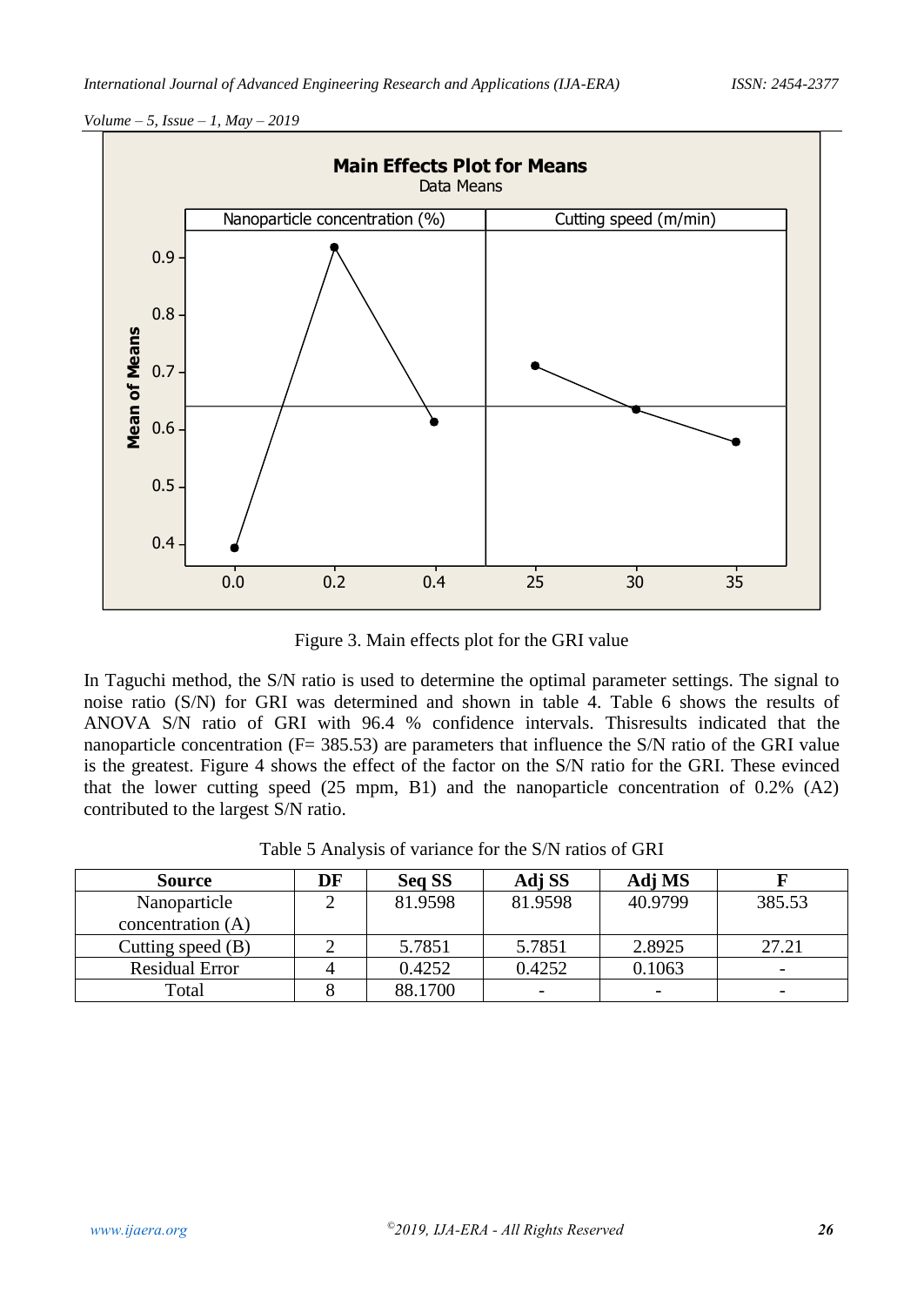Figure 3. Main effects plot for the GRI value

In Taguchi method, the S/N ratio is used to determine the optimal parameter settings. The signal to noise ratio (S/N) for GRI was determined and shown in table 4. Table 6 shows the results of ANOVA S/N ratio of GRI with 96.4 % confidence intervals. Thisresults indicated that the nanoparticle concentration (F= 385.53) are parameters that influence the S/N ratio of the GRI value is the greatest. Figure 4 shows the effect of the factor on the S/N ratio for the GRI. These evinced that the lower cutting speed (25 mpm, B1) and the nanoparticle concentration of 0.2% (A2) contributed to the largest S/N ratio.

Table 5 Analysis of variance for the S/N ratios of GRI

| **Source** | **DF** | **Seq SS** | **Adj SS** | **Adj MS** | **F** |
|---|---|---|---|---|---|
| Nanoparticle concentration (A) | 2 | 81.9598 | 81.9598 | 40.9799 | 385.53 |
| Cutting speed (B) | 2 | 5.7851 | 5.7851 | 2.8925 | 27.21 |
| Residual Error | 4 | 0.4252 | 0.4252 | 0.1063 | - |
| Total | 8 | 88.1700 | - | - | - |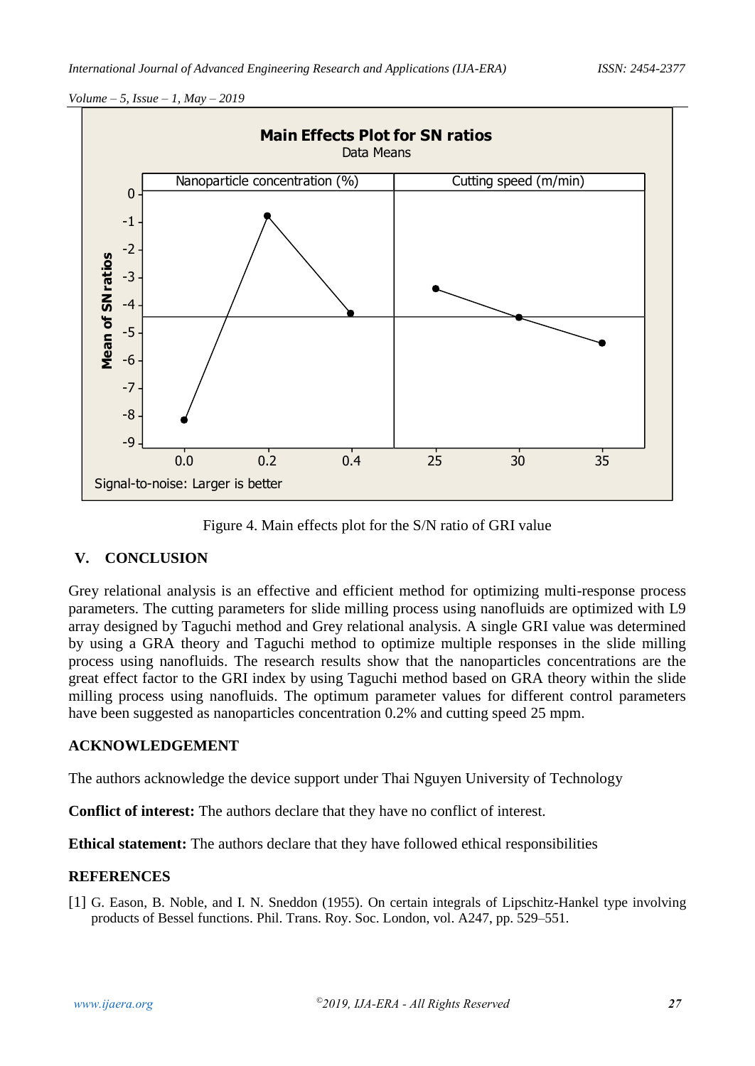Figure 4. Main effects plot for the S/N ratio of GRI value

## V. CONCLUSION

Grey relational analysis is an effective and efficient method for optimizing multi-response process parameters. The cutting parameters for slide milling process using nanofluids are optimized with L9 array designed by Taguchi method and Grey relational analysis. A single GRI value was determined by using a GRA theory and Taguchi method to optimize multiple responses in the slide milling process using nanofluids. The research results show that the nanoparticles concentrations are the great effect factor to the GRI index by using Taguchi method based on GRA theory within the slide milling process using nanofluids. The optimum parameter values for different control parameters have been suggested as nanoparticles concentration 0.2% and cutting speed 25 mpm.

## ACKNOWLEDGEMENT

The authors acknowledge the device support under Thai Nguyen University of Technology

**Conflict of interest:** The authors declare that they have no conflict of interest.

**Ethical statement:** The authors declare that they have followed ethical responsibilities

## REFERENCES

[1] G. Eason, B. Noble, and I. N. Sneddon (1955). On certain integrals of Lipschitz-Hankel type involving products of Bessel functions. Phil. Trans. Roy. Soc. London, vol. A247, pp. 529–551.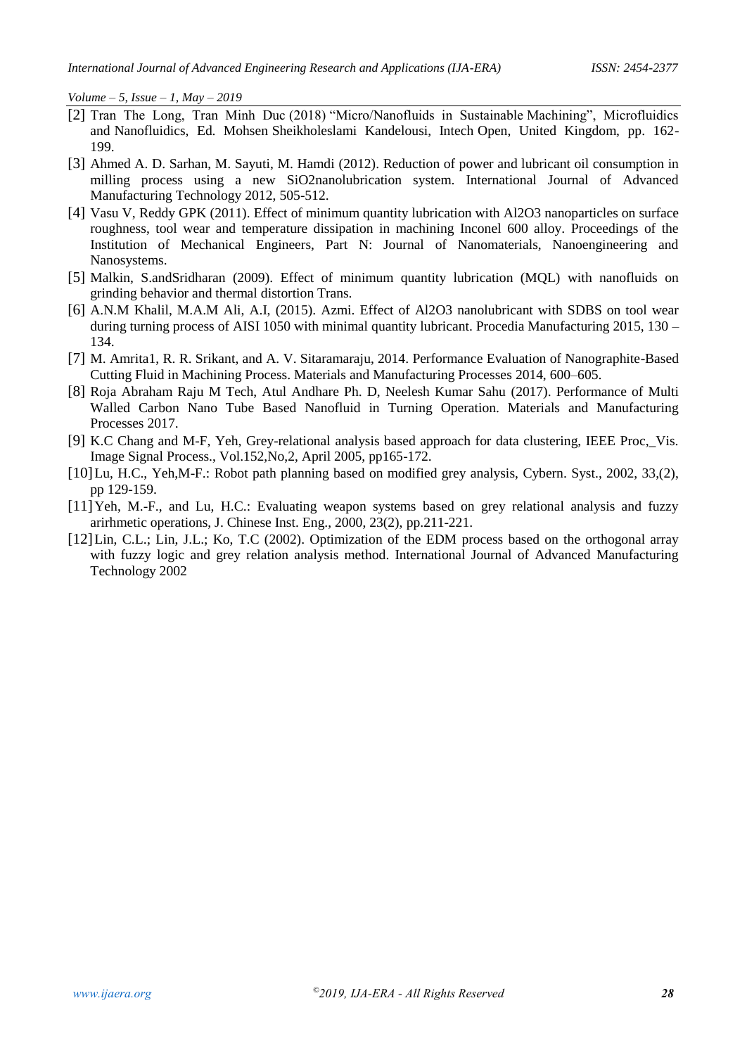[2] Tran The Long, Tran Minh Duc (2018) "Micro/Nanofluids in Sustainable Machining", Microfluidics and Nanofluidics, Ed. Mohsen Sheikholeslami Kandelousi, Intech Open, United Kingdom, pp. 162-199.

[3] Ahmed A. D. Sarhan, M. Sayuti, M. Hamdi (2012). Reduction of power and lubricant oil consumption in milling process using a new SiO2nanolubrication system. International Journal of Advanced Manufacturing Technology 2012, 505-512.

[4] Vasu V, Reddy GPK (2011). Effect of minimum quantity lubrication with Al2O3 nanoparticles on surface roughness, tool wear and temperature dissipation in machining Inconel 600 alloy. Proceedings of the Institution of Mechanical Engineers, Part N: Journal of Nanomaterials, Nanoengineering and Nanosystems.

[5] Malkin, S.andSridharan (2009). Effect of minimum quantity lubrication (MQL) with nanofluids on grinding behavior and thermal distortion Trans.

[6] A.N.M Khalil, M.A.M Ali, A.I, (2015). Azmi. Effect of Al2O3 nanolubricant with SDBS on tool wear during turning process of AISI 1050 with minimal quantity lubricant. Procedia Manufacturing 2015, 130 – 134.

[7] M. Amrita1, R. R. Srikant, and A. V. Sitaramaraju, 2014. Performance Evaluation of Nanographite-Based Cutting Fluid in Machining Process. Materials and Manufacturing Processes 2014, 600–605.

[8] Roja Abraham Raju M Tech, Atul Andhare Ph. D, Neelesh Kumar Sahu (2017). Performance of Multi Walled Carbon Nano Tube Based Nanofluid in Turning Operation. Materials and Manufacturing Processes 2017.

[9] K.C Chang and M-F, Yeh, Grey-relational analysis based approach for data clustering, IEEE Proc,_Vis. Image Signal Process., Vol.152,No,2, April 2005, pp165-172.

[10] Lu, H.C., Yeh,M-F.: Robot path planning based on modified grey analysis, Cybern. Syst., 2002, 33,(2), pp 129-159.

[11] Yeh, M.-F., and Lu, H.C.: Evaluating weapon systems based on grey relational analysis and fuzzy arirhmetic operations, J. Chinese Inst. Eng., 2000, 23(2), pp.211-221.

[12] Lin, C.L.; Lin, J.L.; Ko, T.C (2002). Optimization of the EDM process based on the orthogonal array with fuzzy logic and grey relation analysis method. International Journal of Advanced Manufacturing Technology 2002